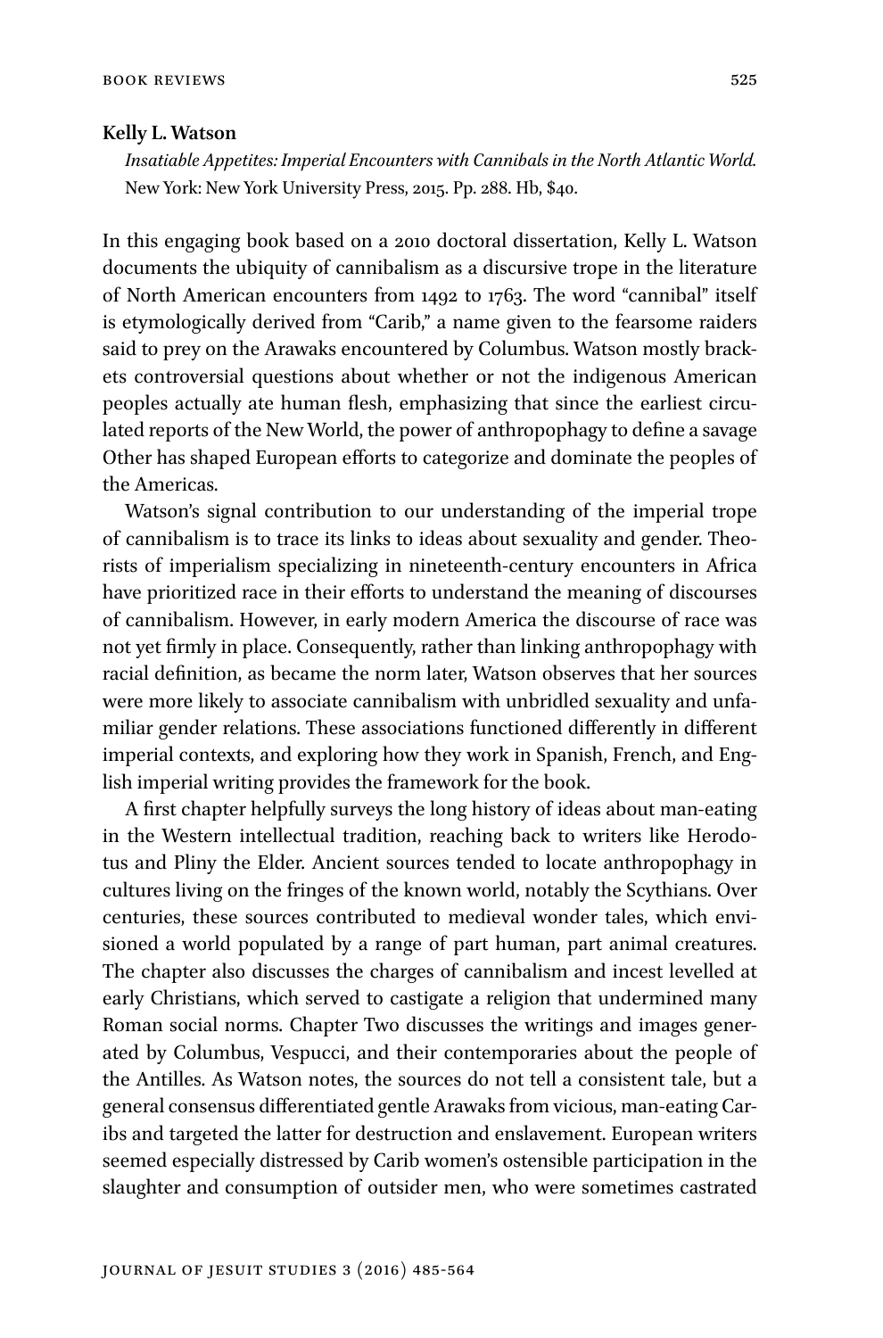**Kelly L. Watson**

*Insatiable Appetites: Imperial Encounters with Cannibals in the North Atlantic World.* New York: New York University Press, 2015. Pp. 288. Hb, $40.

In this engaging book based on a 2010 doctoral dissertation, Kelly L. Watson documents the ubiquity of cannibalism as a discursive trope in the literature of North American encounters from 1492 to 1763. The word "cannibal" itself is etymologically derived from "Carib," a name given to the fearsome raiders said to prey on the Arawaks encountered by Columbus. Watson mostly brackets controversial questions about whether or not the indigenous American peoples actually ate human flesh, emphasizing that since the earliest circulated reports of the New World, the power of anthropophagy to define a savage Other has shaped European efforts to categorize and dominate the peoples of the Americas.

Watson's signal contribution to our understanding of the imperial trope of cannibalism is to trace its links to ideas about sexuality and gender. Theorists of imperialism specializing in nineteenth-century encounters in Africa have prioritized race in their efforts to understand the meaning of discourses of cannibalism. However, in early modern America the discourse of race was not yet firmly in place. Consequently, rather than linking anthropophagy with racial definition, as became the norm later, Watson observes that her sources were more likely to associate cannibalism with unbridled sexuality and unfamiliar gender relations. These associations functioned differently in different imperial contexts, and exploring how they work in Spanish, French, and English imperial writing provides the framework for the book.

A first chapter helpfully surveys the long history of ideas about man-eating in the Western intellectual tradition, reaching back to writers like Herodotus and Pliny the Elder. Ancient sources tended to locate anthropophagy in cultures living on the fringes of the known world, notably the Scythians. Over centuries, these sources contributed to medieval wonder tales, which envisioned a world populated by a range of part human, part animal creatures. The chapter also discusses the charges of cannibalism and incest levelled at early Christians, which served to castigate a religion that undermined many Roman social norms. Chapter Two discusses the writings and images generated by Columbus, Vespucci, and their contemporaries about the people of the Antilles. As Watson notes, the sources do not tell a consistent tale, but a general consensus differentiated gentle Arawaks from vicious, man-eating Caribs and targeted the latter for destruction and enslavement. European writers seemed especially distressed by Carib women's ostensible participation in the slaughter and consumption of outsider men, who were sometimes castrated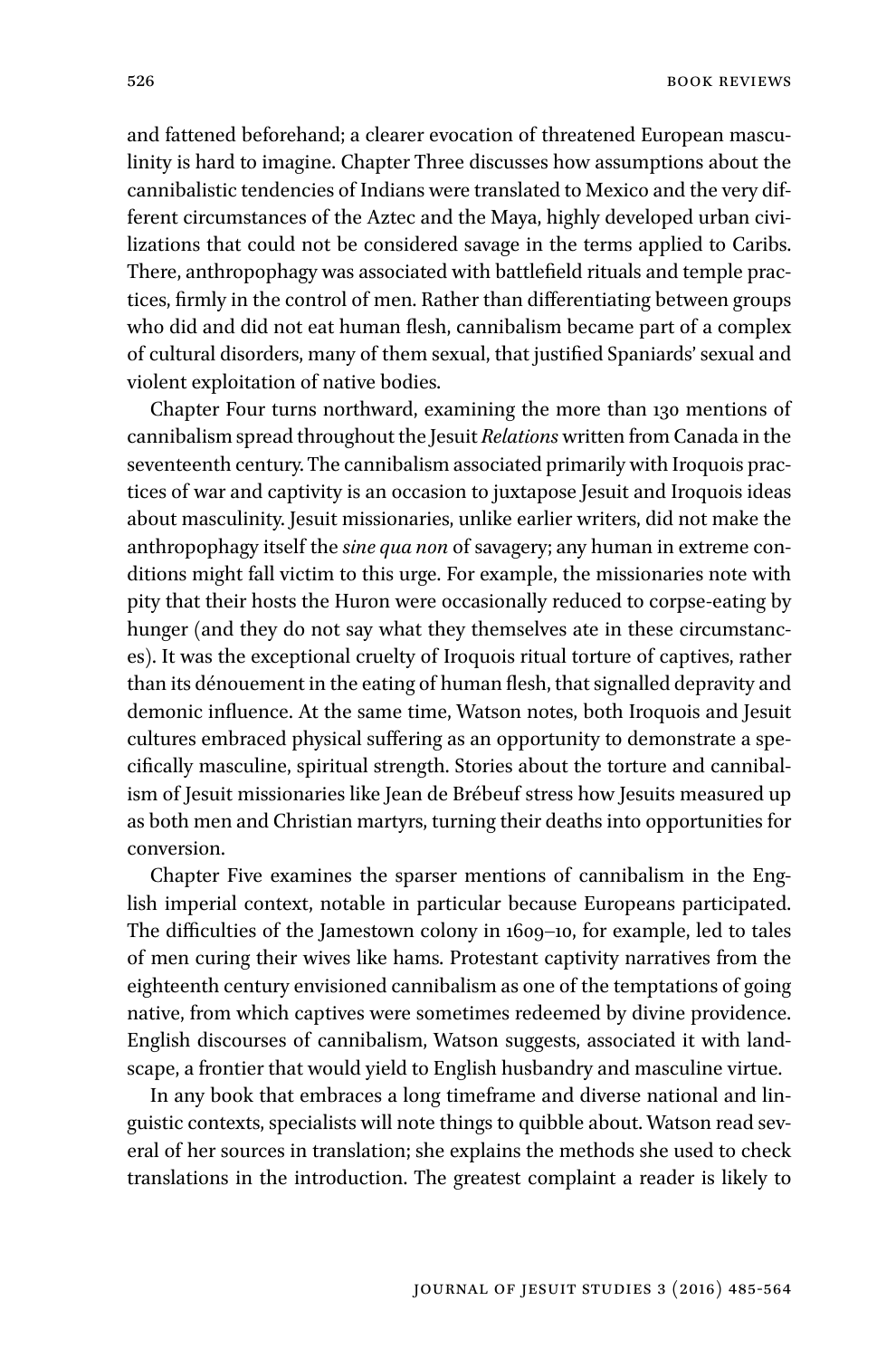and fattened beforehand; a clearer evocation of threatened European masculinity is hard to imagine. Chapter Three discusses how assumptions about the cannibalistic tendencies of Indians were translated to Mexico and the very different circumstances of the Aztec and the Maya, highly developed urban civilizations that could not be considered savage in the terms applied to Caribs. There, anthropophagy was associated with battlefield rituals and temple practices, firmly in the control of men. Rather than differentiating between groups who did and did not eat human flesh, cannibalism became part of a complex of cultural disorders, many of them sexual, that justified Spaniards' sexual and violent exploitation of native bodies.

Chapter Four turns northward, examining the more than 130 mentions of cannibalism spread throughout the Jesuit *Relations* written from Canada in the seventeenth century. The cannibalism associated primarily with Iroquois practices of war and captivity is an occasion to juxtapose Jesuit and Iroquois ideas about masculinity. Jesuit missionaries, unlike earlier writers, did not make the anthropophagy itself the *sine qua non* of savagery; any human in extreme conditions might fall victim to this urge. For example, the missionaries note with pity that their hosts the Huron were occasionally reduced to corpse-eating by hunger (and they do not say what they themselves ate in these circumstances). It was the exceptional cruelty of Iroquois ritual torture of captives, rather than its dénouement in the eating of human flesh, that signalled depravity and demonic influence. At the same time, Watson notes, both Iroquois and Jesuit cultures embraced physical suffering as an opportunity to demonstrate a specifically masculine, spiritual strength. Stories about the torture and cannibalism of Jesuit missionaries like Jean de Brébeuf stress how Jesuits measured up as both men and Christian martyrs, turning their deaths into opportunities for conversion.

Chapter Five examines the sparser mentions of cannibalism in the English imperial context, notable in particular because Europeans participated. The difficulties of the Jamestown colony in 1609–10, for example, led to tales of men curing their wives like hams. Protestant captivity narratives from the eighteenth century envisioned cannibalism as one of the temptations of going native, from which captives were sometimes redeemed by divine providence. English discourses of cannibalism, Watson suggests, associated it with landscape, a frontier that would yield to English husbandry and masculine virtue.

In any book that embraces a long timeframe and diverse national and linguistic contexts, specialists will note things to quibble about. Watson read several of her sources in translation; she explains the methods she used to check translations in the introduction. The greatest complaint a reader is likely to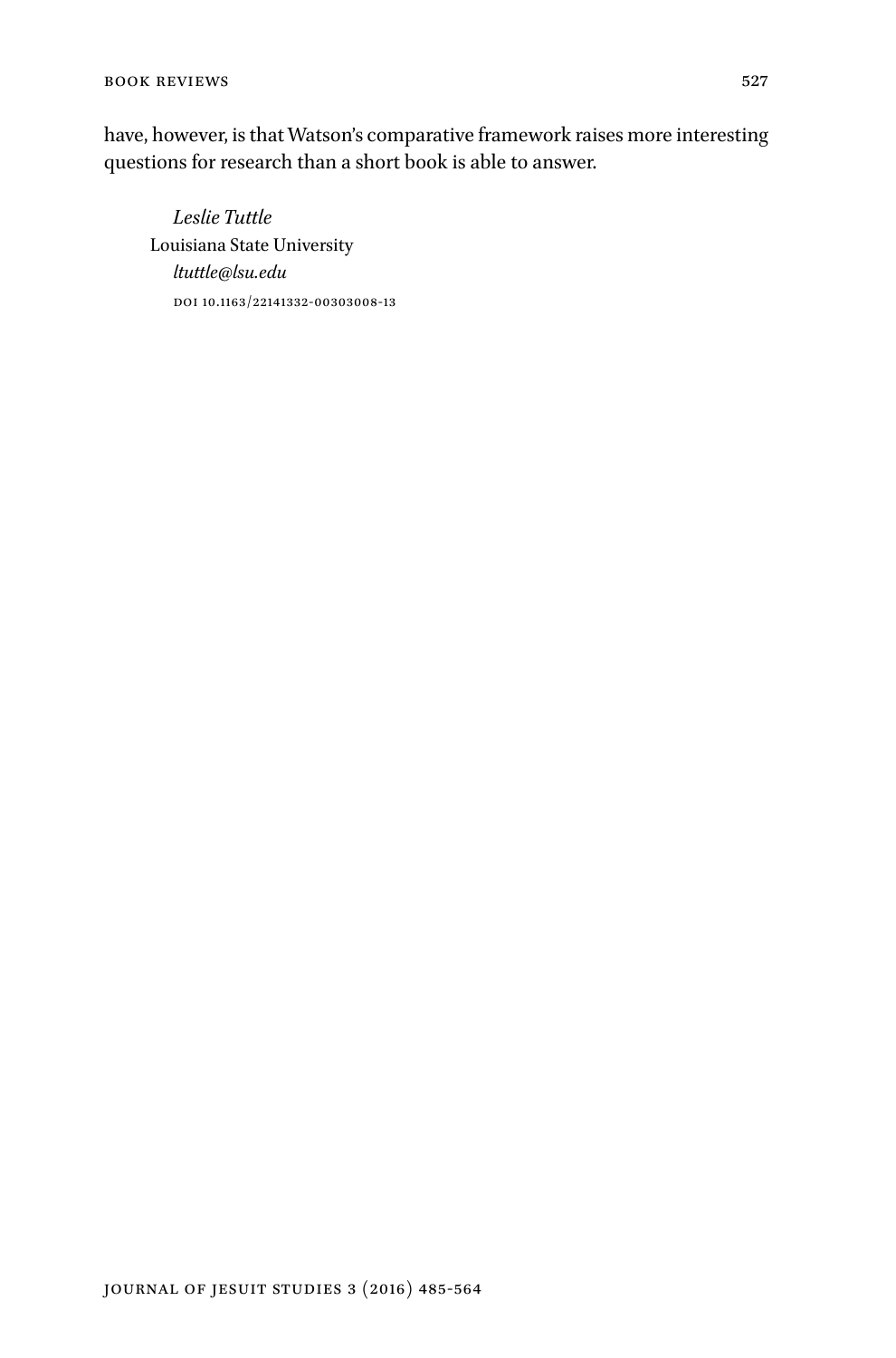have, however, is that Watson's comparative framework raises more interesting questions for research than a short book is able to answer.

*Leslie Tuttle*
Louisiana State University
*ltuttle@lsu.edu*
DOI 10.1163/22141332-00303008-13